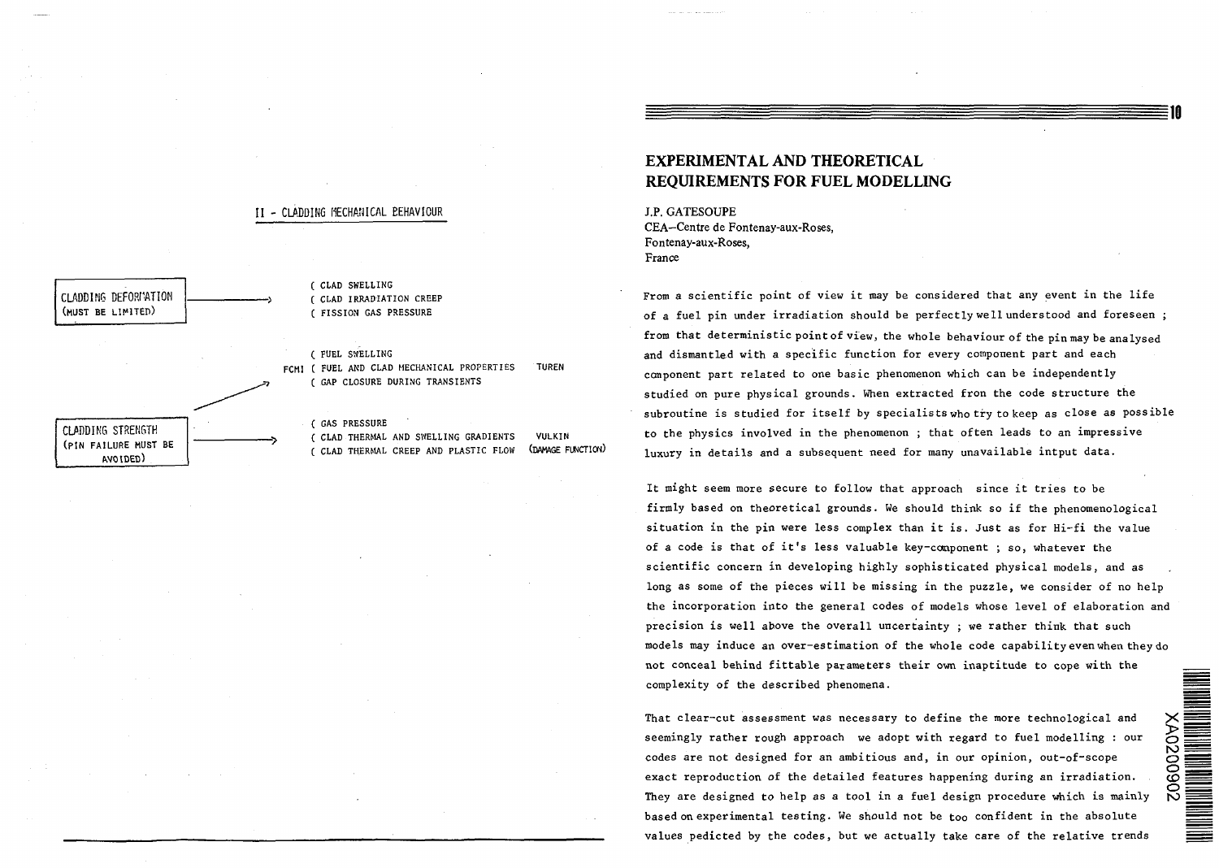## II - CLADDING MECHANICAL BEHAVIOUR

CLADDING DEFORMATION (MUST BE LIMITED) →

( CLAD SWELLING
( CLAD IRRADIATION CREEP
( FISSION GAS PRESSURE

FCMI
( FUEL SWELLING
( FUEL AND CLAD MECHANICAL PROPERTIES — TUREN
( GAP CLOSURE DURING TRANSIENTS

CLADDING STRENGTH (PIN FAILURE MUST BE AVOIDED) →

( GAS PRESSURE
( CLAD THERMAL AND SWELLING GRADIENTS — VULKIN
( CLAD THERMAL CREEP AND PLASTIC FLOW — (DAMAGE FUNCTION)

# EXPERIMENTAL AND THEORETICAL REQUIREMENTS FOR FUEL MODELLING

J.P. GATESOUPE
CEA–Centre de Fontenay-aux-Roses,
Fontenay-aux-Roses,
France

From a scientific point of view it may be considered that any event in the life of a fuel pin under irradiation should be perfectly well understood and foreseen ; from that deterministic point of view, the whole behaviour of the pin may be analysed and dismantled with a specific function for every component part and each component part related to one basic phenomenon which can be independently studied on pure physical grounds. When extracted from the code structure the subroutine is studied for itself by specialists who try to keep as close as possible to the physics involved in the phenomenon ; that often leads to an impressive luxury in details and a subsequent need for many unavailable intput data.

It might seem more secure to follow that approach since it tries to be firmly based on theoretical grounds. We should think so if the phenomenological situation in the pin were less complex than it is. Just as for Hi-fi the value of a code is that of it's less valuable key-component ; so, whatever the scientific concern in developing highly sophisticated physical models, and as long as some of the pieces will be missing in the puzzle, we consider of no help the incorporation into the general codes of models whose level of elaboration and precision is well above the overall uncertainty ; we rather think that such models may induce an over-estimation of the whole code capability even when they do not conceal behind fittable parameters their own inaptitude to cope with the complexity of the described phenomena.

That clear-cut assessment was necessary to define the more technological and seemingly rather rough approach we adopt with regard to fuel modelling : our codes are not designed for an ambitious and, in our opinion, out-of-scope exact reproduction of the detailed features happening during an irradiation. They are designed to help as a tool in a fuel design procedure which is mainly based on experimental testing. We should not be too confident in the absolute values pedicted by the codes, but we actually take care of the relative trends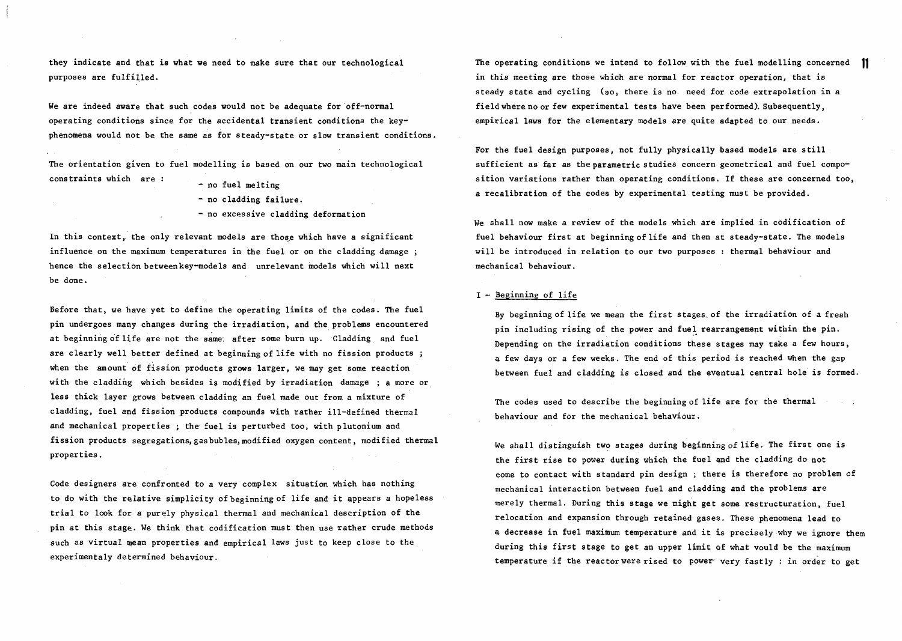they indicate and that is what we need to make sure that our technological purposes are fulfilled.

We are indeed aware that such codes would not be adequate for off-normal operating conditions since for the accidental transient conditions the key-phenomena would not be the same as for steady-state or slow transient conditions.

The orientation given to fuel modelling is based on our two main technological constraints which are :

- no fuel melting
- no cladding failure.
- no excessive cladding deformation

In this context, the only relevant models are those which have a significant influence on the maximum temperatures in the fuel or on the cladding damage ; hence the selection between key-models and unrelevant models which will next be done.

Before that, we have yet to define the operating limits of the codes. The fuel pin undergoes many changes during the irradiation, and the problems encountered at beginning of life are not the same after some burn up. Cladding and fuel are clearly well better defined at beginning of life with no fission products ; when the amount of fission products grows larger, we may get some reaction with the cladding which besides is modified by irradiation damage ; a more or less thick layer grows between cladding an fuel made out from a mixture of cladding, fuel and fission products compounds with rather ill-defined thermal and mechanical properties ; the fuel is perturbed too, with plutonium and fission products segregations, gas bubles, modified oxygen content, modified thermal properties.

Code designers are confronted to a very complex situation which has nothing to do with the relative simplicity of beginning of life and it appears a hopeless trial to look for a purely physical thermal and mechanical description of the pin at this stage. We think that codification must then use rather crude methods such as virtual mean properties and empirical laws just to keep close to the experimentaly determined behaviour.

The operating conditions we intend to follow with the fuel modelling concerned in this meeting are those which are normal for reactor operation, that is steady state and cycling (so, there is no need for code extrapolation in a field where no or few experimental tests have been performed). Subsequently, empirical laws for the elementary models are quite adapted to our needs.

For the fuel design purposes, not fully physically based models are still sufficient as far as the parametric studies concern geometrical and fuel composition variations rather than operating conditions. If these are concerned too, a recalibration of the codes by experimental testing must be provided.

We shall now make a review of the models which are implied in codification of fuel behaviour first at beginning of life and then at steady-state. The models will be introduced in relation to our two purposes : thermal behaviour and mechanical behaviour.

## I - Beginning of life

By beginning of life we mean the first stages of the irradiation of a fresh pin including rising of the power and fuel rearrangement within the pin. Depending on the irradiation conditions these stages may take a few hours, a few days or a few weeks. The end of this period is reached when the gap between fuel and cladding is closed and the eventual central hole is formed.

The codes used to describe the beginning of life are for the thermal behaviour and for the mechanical behaviour.

We shall distinguish two stages during beginning of life. The first one is the first rise to power during which the fuel and the cladding do not come to contact with standard pin design ; there is therefore no problem of mechanical interaction between fuel and cladding and the problems are merely thermal. During this stage we might get some restructuration, fuel relocation and expansion through retained gases. These phenomena lead to a decrease in fuel maximum temperature and it is precisely why we ignore them during this first stage to get an upper limit of what vould be the maximum temperature if the reactor were rised to power very fastly : in order to get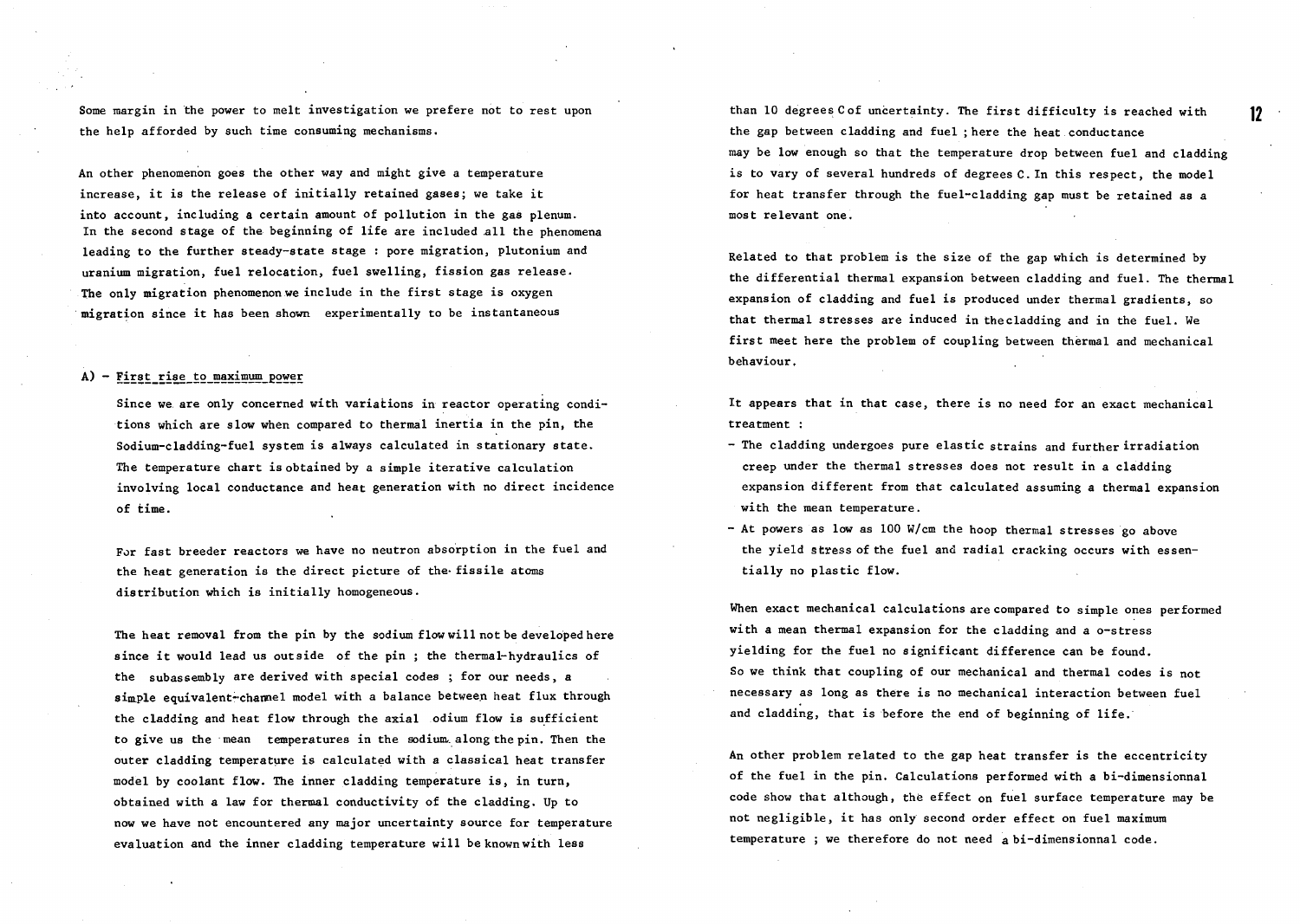Some margin in the power to melt investigation we prefere not to rest upon the help afforded by such time consuming mechanisms.

An other phenomenon goes the other way and might give a temperature increase, it is the release of initially retained gases; we take it into account, including a certain amount of pollution in the gas plenum. In the second stage of the beginning of life are included all the phenomena leading to the further steady-state stage : pore migration, plutonium and uranium migration, fuel relocation, fuel swelling, fission gas release. The only migration phenomenon we include in the first stage is oxygen migration since it has been shown experimentally to be instantaneous

## A) - First rise to maximum power

Since we are only concerned with variations in reactor operating conditions which are slow when compared to thermal inertia in the pin, the Sodium-cladding-fuel system is always calculated in stationary state. The temperature chart is obtained by a simple iterative calculation involving local conductance and heat generation with no direct incidence of time.

For fast breeder reactors we have no neutron absorption in the fuel and the heat generation is the direct picture of the fissile atoms distribution which is initially homogeneous.

The heat removal from the pin by the sodium flow will not be developed here since it would lead us outside of the pin ; the thermal-hydraulics of the subassembly are derived with special codes ; for our needs, a simple equivalent-channel model with a balance between heat flux through the cladding and heat flow through the axial odium flow is sufficient to give us the mean temperatures in the sodium along the pin. Then the outer cladding temperature is calculated with a classical heat transfer model by coolant flow. The inner cladding temperature is, in turn, obtained with a law for thermal conductivity of the cladding. Up to now we have not encountered any major uncertainty source for temperature evaluation and the inner cladding temperature will be known with less than 10 degrees C of uncertainty. The first difficulty is reached with the gap between cladding and fuel ; here the heat conductance may be low enough so that the temperature drop between fuel and cladding is to vary of several hundreds of degrees C. In this respect, the model for heat transfer through the fuel-cladding gap must be retained as a most relevant one.

Related to that problem is the size of the gap which is determined by the differential thermal expansion between cladding and fuel. The thermal expansion of cladding and fuel is produced under thermal gradients, so that thermal stresses are induced in the cladding and in the fuel. We first meet here the problem of coupling between thermal and mechanical behaviour.

It appears that in that case, there is no need for an exact mechanical treatment :

- The cladding undergoes pure elastic strains and further irradiation creep under the thermal stresses does not result in a cladding expansion different from that calculated assuming a thermal expansion with the mean temperature.
- At powers as low as 100 W/cm the hoop thermal stresses go above the yield stress of the fuel and radial cracking occurs with essentially no plastic flow.

When exact mechanical calculations are compared to simple ones performed with a mean thermal expansion for the cladding and a o-stress yielding for the fuel no significant difference can be found. So we think that coupling of our mechanical and thermal codes is not necessary as long as there is no mechanical interaction between fuel and cladding, that is before the end of beginning of life.

An other problem related to the gap heat transfer is the eccentricity of the fuel in the pin. Calculations performed with a bi-dimensionnal code show that although, the effect on fuel surface temperature may be not negligible, it has only second order effect on fuel maximum temperature ; we therefore do not need a bi-dimensionnal code.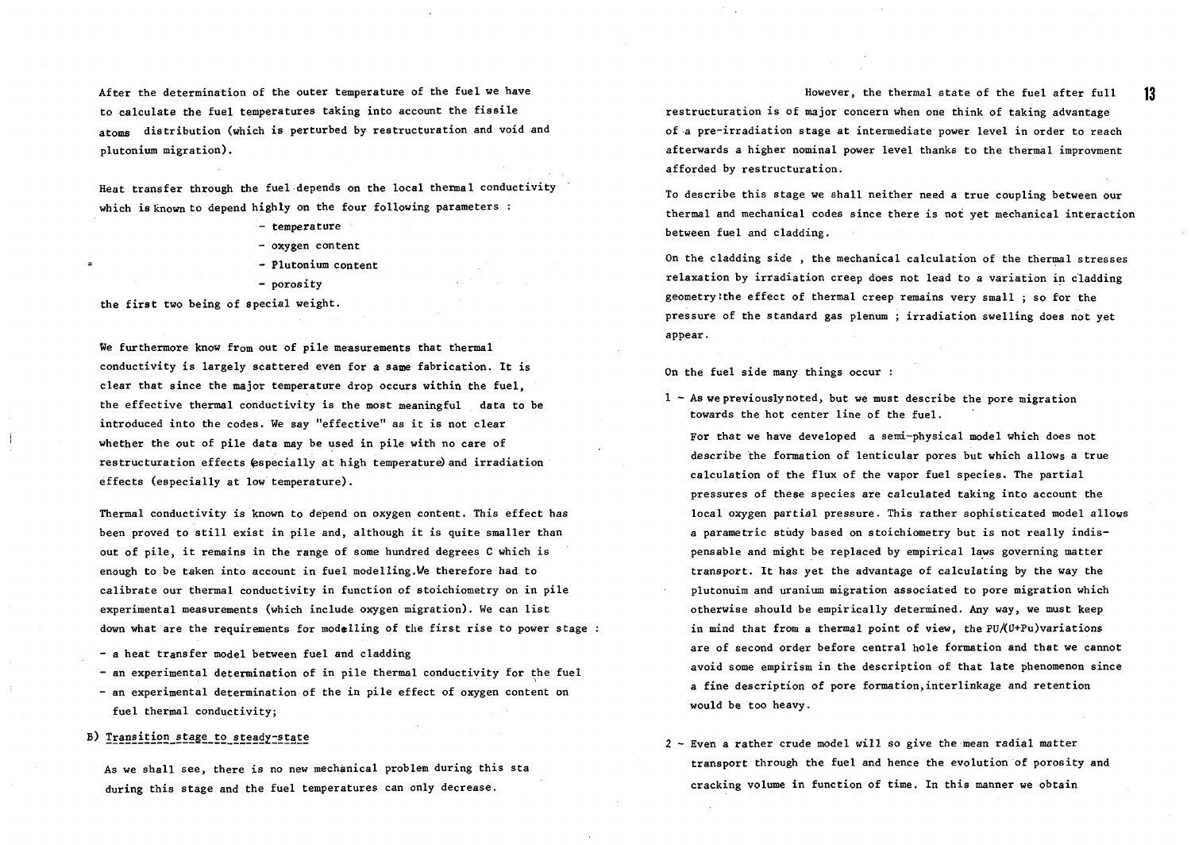After the determination of the outer temperature of the fuel we have to calculate the fuel temperatures taking into account the fissile atoms distribution (which is perturbed by restructuration and void and plutonium migration).

Heat transfer through the fuel depends on the local thermal conductivity which is known to depend highly on the four following parameters :

- temperature
- oxygen content
- Plutonium content
- porosity

the first two being of special weight.

We furthermore know from out of pile measurements that thermal conductivity is largely scattered even for a same fabrication. It is clear that since the major temperature drop occurs within the fuel, the effective thermal conductivity is the most meaningful data to be introduced into the codes. We say "effective" as it is not clear whether the out of pile data may be used in pile with no care of restructuration effects (especially at high temperature) and irradiation effects (especially at low temperature).

Thermal conductivity is known to depend on oxygen content. This effect has been proved to still exist in pile and, although it is quite smaller than out of pile, it remains in the range of some hundred degrees C which is enough to be taken into account in fuel modelling.We therefore had to calibrate our thermal conductivity in function of stoichiometry on in pile experimental measurements (which include oxygen migration). We can list down what are the requirements for modelling of the first rise to power stage :

- a heat transfer model between fuel and cladding
- an experimental determination of in pile thermal conductivity for the fuel
- an experimental determination of the in pile effect of oxygen content on fuel thermal conductivity;

B) Transition stage to steady-state

As we shall see, there is no new mechanical problem during this sta during this stage and the fuel temperatures can only decrease.

However, the thermal state of the fuel after full restructuration is of major concern when one think of taking advantage of a pre-irradiation stage at intermediate power level in order to reach afterwards a higher nominal power level thanks to the thermal improvment afforded by restructuration.

To describe this stage we shall neither need a true coupling between our thermal and mechanical codes since there is not yet mechanical interaction between fuel and cladding.

On the cladding side , the mechanical calculation of the thermal stresses relaxation by irradiation creep does not lead to a variation in cladding geometry:the effect of thermal creep remains very small ; so for the pressure of the standard gas plenum ; irradiation swelling does not yet appear.

On the fuel side many things occur :

1 - As we previously noted, but we must describe the pore migration towards the hot center line of the fuel.

   For that we have developed a semi-physical model which does not describe the formation of lenticular pores but which allows a true calculation of the flux of the vapor fuel species. The partial pressures of these species are calculated taking into account the local oxygen partial pressure. This rather sophisticated model allows a parametric study based on stoichiometry but is not really indispensable and might be replaced by empirical laws governing matter transport. It has yet the advantage of calculating by the way the plutonuim and uranium migration associated to pore migration which otherwise should be empirically determined. Any way, we must keep in mind that from a thermal point of view, the PU/(U+Pu)variations are of second order before central hole formation and that we cannot avoid some empirism in the description of that late phenomenon since a fine description of pore formation,interlinkage and retention would be too heavy.

2 - Even a rather crude model will so give the mean radial matter transport through the fuel and hence the evolution of porosity and cracking volume in function of time. In this manner we obtain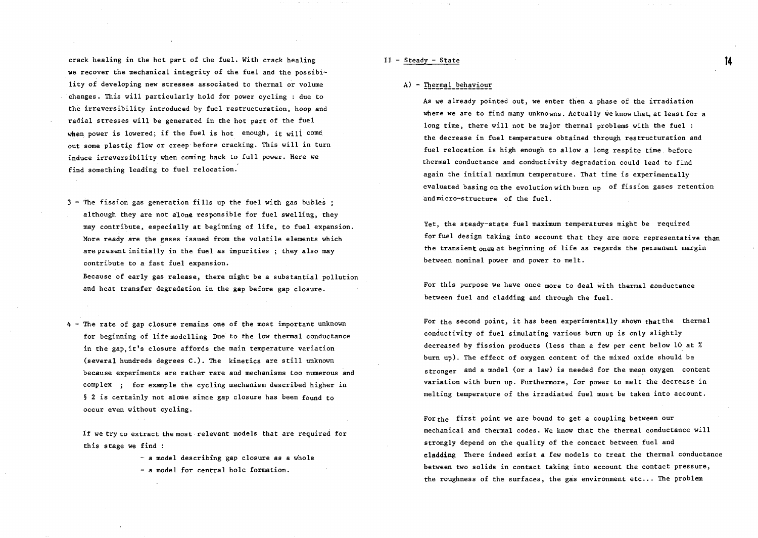crack healing in the hot part of the fuel. With crack healing we recover the mechanical integrity of the fuel and the possibility of developing new stresses associated to thermal or volume changes. This will particularly hold for power cycling : due to the irreversibility introduced by fuel restructuration, hoop and radial stresses will be generated in the hot part of the fuel when power is lowered; if the fuel is hot enough, it will come out some plastic flow or creep before cracking. This will in turn induce irreversibility when coming back to full power. Here we find something leading to fuel relocation.

3 - The fission gas generation fills up the fuel with gas bubles ; although they are not alone responsible for fuel swelling, they may contribute, especially at beginning of life, to fuel expansion. More ready are the gases issued from the volatile elements which are present initially in the fuel as impurities ; they also may contribute to a fast fuel expansion.
Because of early gas release, there might be a substantial pollution and heat transfer degradation in the gap before gap closure.

4 - The rate of gap closure remains one of the most important unknown for beginning of life modelling Due to the low thermal conductance in the gap, it's closure affords the main temperature variation (several hundreds degrees C.). The kinetics are still unknown because experiments are rather rare and mechanisms too numerous and complex ; for example the cycling mechanism described higher in § 2 is certainly not alone since gap closure has been found to occur even without cycling.

If we try to extract the most relevant models that are required for this stage we find :

- a model describing gap closure as a whole
- a model for central hole formation.

## II - Steady - State

### A) - Thermal behaviour

As we already pointed out, we enter then a phase of the irradiation where we are to find many unknowns. Actually we know that, at least for a long time, there will not be major thermal problems with the fuel : the decrease in fuel temperature obtained through restructuration and fuel relocation is high enough to allow a long respite time before thermal conductance and conductivity degradation could lead to find again the initial maximum temperature. That time is experimentally evaluated basing on the evolution with burn up of fission gases retention and micro-structure of the fuel.

Yet, the steady-state fuel maximum temperatures might be required for fuel design taking into account that they are more representative than the transient ones at beginning of life as regards the permanent margin between nominal power and power to melt.

For this purpose we have once more to deal with thermal conductance between fuel and cladding and through the fuel.

For the second point, it has been experimentally shown that the thermal conductivity of fuel simulating various burn up is only slightly decreased by fission products (less than a few per cent below 10 at % burn up). The effect of oxygen content of the mixed oxide should be stronger and a model (or a law) is needed for the mean oxygen content variation with burn up. Furthermore, for power to melt the decrease in melting temperature of the irradiated fuel must be taken into account.

For the first point we are bound to get a coupling between our mechanical and thermal codes. We know that the thermal conductance will strongly depend on the quality of the contact between fuel and cladding There indeed exist a few models to treat the thermal conductance between two solids in contact taking into account the contact pressure, the roughness of the surfaces, the gas environment etc... The problem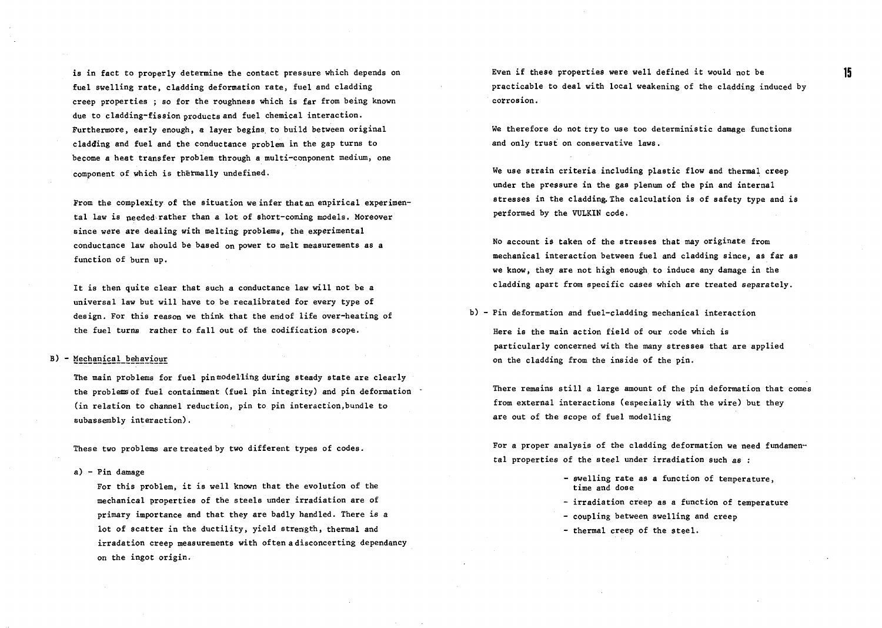is in fact to properly determine the contact pressure which depends on fuel swelling rate, cladding deformation rate, fuel and cladding creep properties ; so for the roughness which is far from being known due to cladding-fission products and fuel chemical interaction. Furthermore, early enough, a layer begins to build between original cladding and fuel and the conductance problem in the gap turns to become a heat transfer problem through a multi-component medium, one component of which is thermally undefined.

From the complexity of the situation we infer that an empirical experimental law is needed rather than a lot of short-coming models. Moreover since were are dealing with melting problems, the experimental conductance law should be based on power to melt measurements as a function of burn up.

It is then quite clear that such a conductance law will not be a universal law but will have to be recalibrated for every type of design. For this reason we think that the end of life over-heating of the fuel turns rather to fall out of the codification scope.

## B) - Mechanical behaviour

The main problems for fuel pin modelling during steady state are clearly the problems of fuel containment (fuel pin integrity) and pin deformation (in relation to channel reduction, pin to pin interaction, bundle to subassembly interaction).

These two problems are treated by two different types of codes.

### a) - Pin damage

For this problem, it is well known that the evolution of the mechanical properties of the steels under irradiation are of primary importance and that they are badly handled. There is a lot of scatter in the ductility, yield strength, thermal and irradation creep measurements with often a disconcerting dependancy on the ingot origin.

Even if these properties were well defined it would not be practicable to deal with local weakening of the cladding induced by corrosion.

We therefore do not try to use too deterministic damage functions and only trust on conservative laws.

We use strain criteria including plastic flow and thermal creep under the pressure in the gas plenum of the pin and internal stresses in the cladding. The calculation is of safety type and is performed by the VULKIN code.

No account is taken of the stresses that may originate from mechanical interaction between fuel and cladding since, as far as we know, they are not high enough to induce any damage in the cladding apart from specific cases which are treated separately.

### b) - Pin deformation and fuel-cladding mechanical interaction

Here is the main action field of our code which is particularly concerned with the many stresses that are applied on the cladding from the inside of the pin.

There remains still a large amount of the pin deformation that comes from external interactions (especially with the wire) but they are out of the scope of fuel modelling

For a proper analysis of the cladding deformation we need fundamental properties of the steel under irradiation such as :

- swelling rate as a function of temperature, time and dose
- irradiation creep as a function of temperature
- coupling between swelling and creep
- thermal creep of the steel.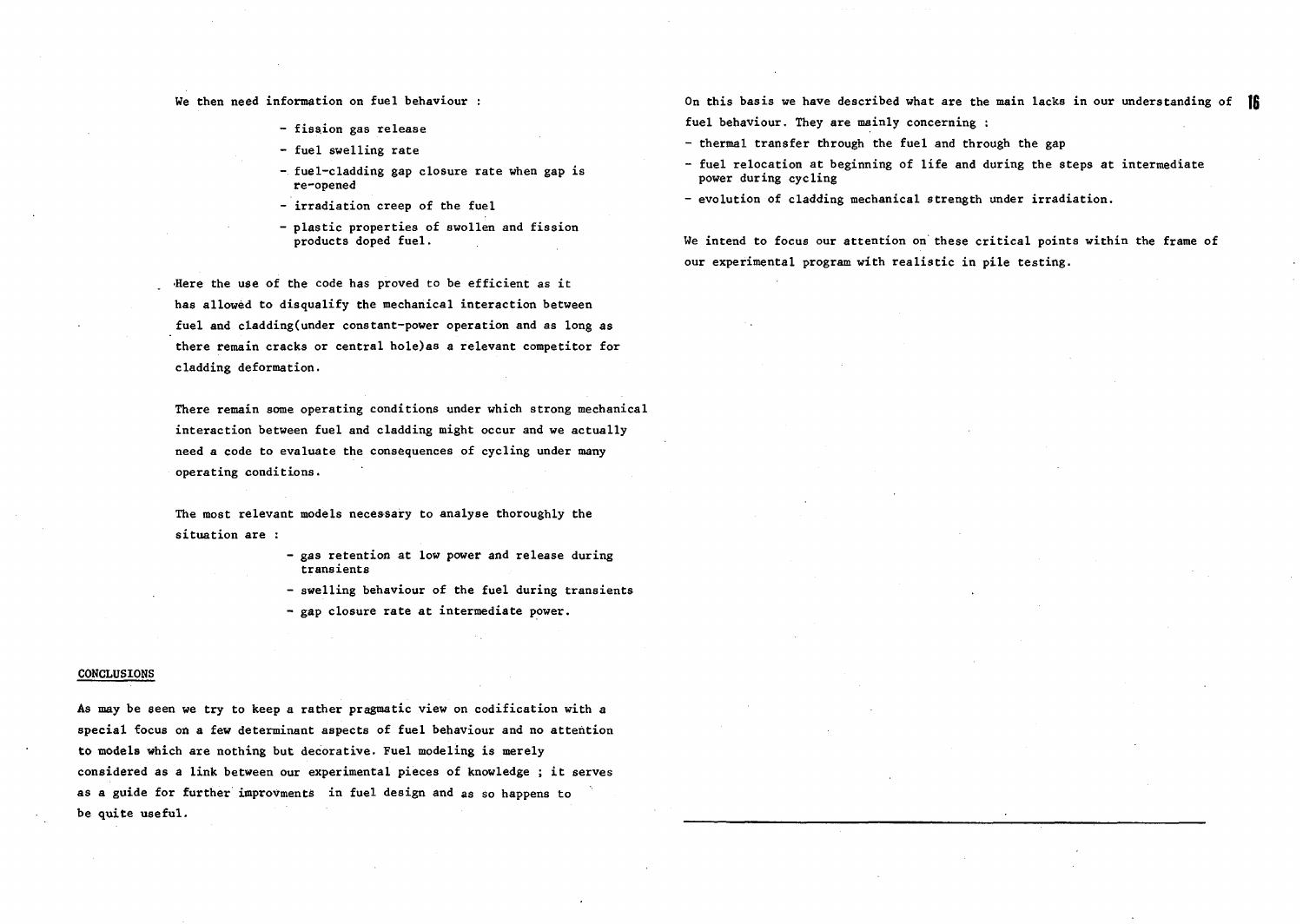We then need information on fuel behaviour :

- fission gas release
- fuel swelling rate
- fuel-cladding gap closure rate when gap is re-opened
- irradiation creep of the fuel
- plastic properties of swollen and fission products doped fuel.

Here the use of the code has proved to be efficient as it has allowed to disqualify the mechanical interaction between fuel and cladding(under constant-power operation and as long as there remain cracks or central hole)as a relevant competitor for cladding deformation.

There remain some operating conditions under which strong mechanical interaction between fuel and cladding might occur and we actually need a code to evaluate the consequences of cycling under many operating conditions.

The most relevant models necessary to analyse thoroughly the situation are :

- gas retention at low power and release during transients
- swelling behaviour of the fuel during transients
- gap closure rate at intermediate power.

## CONCLUSIONS

As may be seen we try to keep a rather pragmatic view on codification with a special focus on a few determinant aspects of fuel behaviour and no attention to models which are nothing but decorative. Fuel modeling is merely considered as a link between our experimental pieces of knowledge ; it serves as a guide for further improvments in fuel design and as so happens to be quite useful.

On this basis we have described what are the main lacks in our understanding of fuel behaviour. They are mainly concerning :

- thermal transfer through the fuel and through the gap
- fuel relocation at beginning of life and during the steps at intermediate power during cycling
- evolution of cladding mechanical strength under irradiation.

We intend to focus our attention on these critical points within the frame of our experimental program with realistic in pile testing.